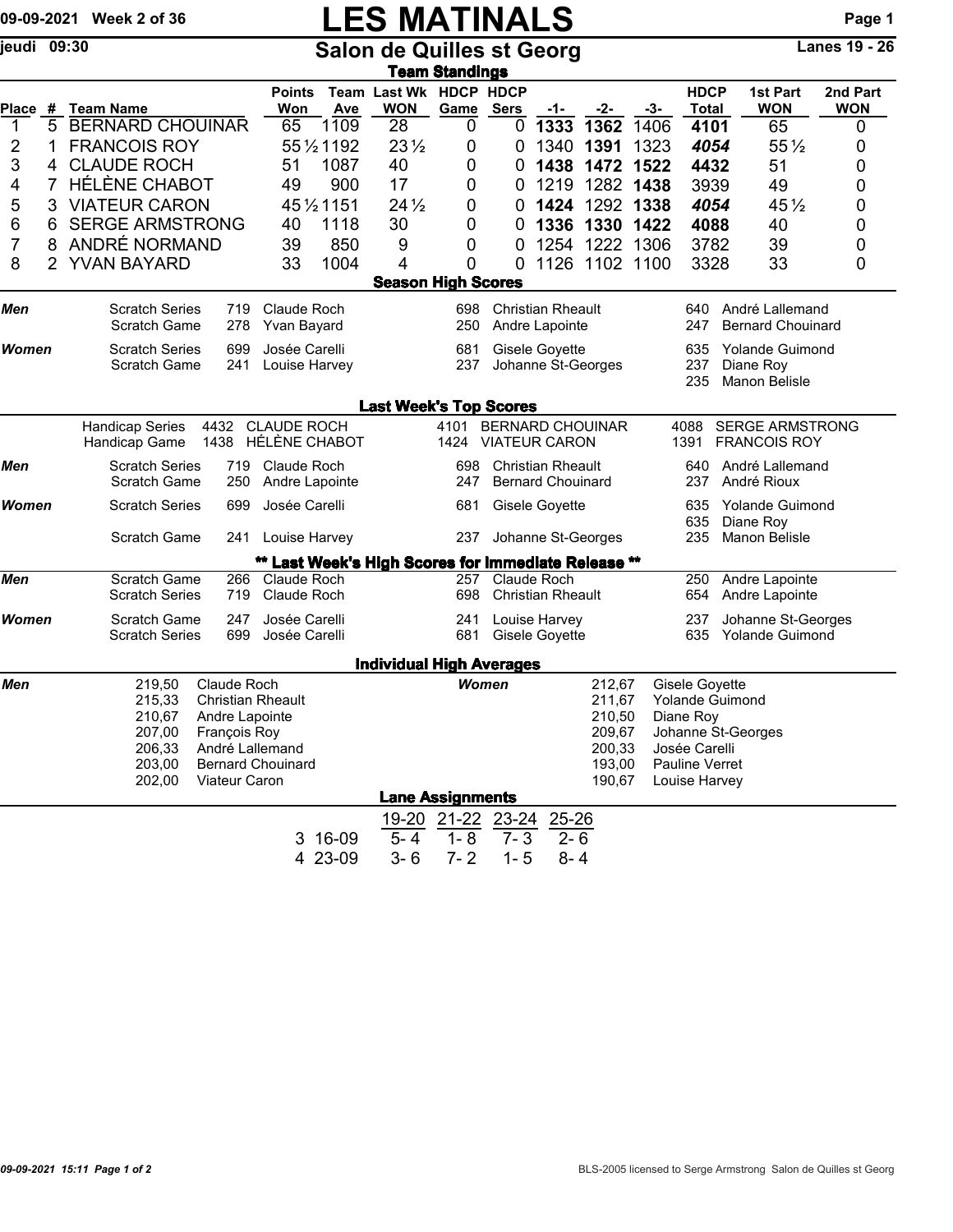# LES MATINALS

09-09-2021 Week 2 of 36

jeudi 09:30

## Salon de Quilles st Georg

Lanes 19 - 26

### Team Standings

| Place | # | Team Name | Points Won | Team Ave | Last Wk WON | HDCP Game | HDCP Sers | -1- | -2- | -3- | HDCP Total | 1st Part WON | 2nd Part WON |
|---|---|---|---|---|---|---|---|---|---|---|---|---|---|
| 1 | 5 | BERNARD CHOUINAR | 65 | 1109 | 28 | 0 | 0 | **1333** | **1362** | 1406 | **4101** | 65 | 0 |
| 2 | 1 | FRANCOIS ROY | 55½ | 1192 | 23½ | 0 | 0 | 1340 | **1391** | 1323 | ***4054*** | 55½ | 0 |
| 3 | 4 | CLAUDE ROCH | 51 | 1087 | 40 | 0 | 0 | **1438** | **1472** | **1522** | **4432** | 51 | 0 |
| 4 | 7 | HÉLÈNE CHABOT | 49 | 900 | 17 | 0 | 0 | 1219 | 1282 | **1438** | 3939 | 49 | 0 |
| 5 | 3 | VIATEUR CARON | 45½ | 1151 | 24½ | 0 | 0 | **1424** | 1292 | 1338 | ***4054*** | 45½ | 0 |
| 6 | 6 | SERGE ARMSTRONG | 40 | 1118 | 30 | 0 | 0 | **1336** | **1330** | **1422** | **4088** | 40 | 0 |
| 7 | 8 | ANDRÉ NORMAND | 39 | 850 | 9 | 0 | 0 | 1254 | 1222 | 1306 | 3782 | 39 | 0 |
| 8 | 2 | YVAN BAYARD | 33 | 1004 | 4 | 0 | 0 | 1126 | 1102 | 1100 | 3328 | 33 | 0 |

### Season High Scores

| | | | | | | | |
|---|---|---|---|---|---|---|---|
| ***Men*** | Scratch Series | 719 Claude Roch | 698 | Christian Rheault | 640 | André Lallemand |
| | Scratch Game | 278 Yvan Bayard | 250 | Andre Lapointe | 247 | Bernard Chouinard |
| ***Women*** | Scratch Series | 699 Josée Carelli | 681 | Gisele Goyette | 635 | Yolande Guimond |
| | Scratch Game | 241 Louise Harvey | 237 | Johanne St-Georges | 237 | Diane Roy |
| | | | | | 235 | Manon Belisle |

### Last Week's Top Scores

| | | | | | | |
|---|---|---|---|---|---|---|
| | Handicap Series | 4432 CLAUDE ROCH | 4101 | BERNARD CHOUINAR | 4088 | SERGE ARMSTRONG |
| | Handicap Game | 1438 HÉLÈNE CHABOT | 1424 | VIATEUR CARON | 1391 | FRANCOIS ROY |
| ***Men*** | Scratch Series | 719 Claude Roch | 698 | Christian Rheault | 640 | André Lallemand |
| | Scratch Game | 250 Andre Lapointe | 247 | Bernard Chouinard | 237 | André Rioux |
| ***Women*** | Scratch Series | 699 Josée Carelli | 681 | Gisele Goyette | 635 | Yolande Guimond |
| | | | | | 635 | Diane Roy |
| | Scratch Game | 241 Louise Harvey | 237 | Johanne St-Georges | 235 | Manon Belisle |

### ** Last Week's High Scores for Immediate Release **

| | | | | | | |
|---|---|---|---|---|---|---|
| ***Men*** | Scratch Game | 266 Claude Roch | 257 | Claude Roch | 250 | Andre Lapointe |
| | Scratch Series | 719 Claude Roch | 698 | Christian Rheault | 654 | Andre Lapointe |
| ***Women*** | Scratch Game | 247 Josée Carelli | 241 | Louise Harvey | 237 | Johanne St-Georges |
| | Scratch Series | 699 Josée Carelli | 681 | Gisele Goyette | 635 | Yolande Guimond |

### Individual High Averages

| ***Men*** | | ***Women*** | |
|---|---|---|---|
| 219,50 | Claude Roch | 212,67 | Gisele Goyette |
| 215,33 | Christian Rheault | 211,67 | Yolande Guimond |
| 210,67 | Andre Lapointe | 210,50 | Diane Roy |
| 207,00 | François Roy | 209,67 | Johanne St-Georges |
| 206,33 | André Lallemand | 200,33 | Josée Carelli |
| 203,00 | Bernard Chouinard | 193,00 | Pauline Verret |
| 202,00 | Viateur Caron | 190,67 | Louise Harvey |

### Lane Assignments

| | | 19-20 | 21-22 | 23-24 | 25-26 |
|---|---|---|---|---|---|
| 3 | 16-09 | 5- 4 | 1- 8 | 7- 3 | 2- 6 |
| 4 | 23-09 | 3- 6 | 7- 2 | 1- 5 | 8- 4 |

*09-09-2021 15:11 Page 1 of 2*

BLS-2005 licensed to Serge Armstrong Salon de Quilles st Georg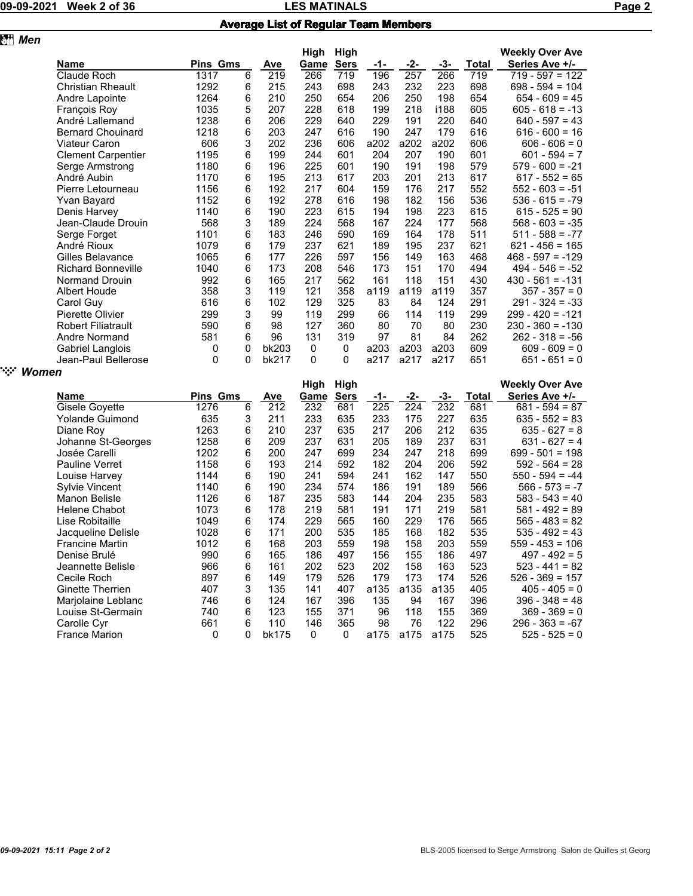## Average List of Regular Team Members

### Men

| Name | Pins | Gms | Ave | High Game | High Sers | -1- | -2- | -3- | Total | Weekly Over Ave Series Ave +/- |
|---|---|---|---|---|---|---|---|---|---|---|
| Claude Roch | 1317 | 6 | 219 | 266 | 719 | 196 | 257 | 266 | 719 | 719 - 597 = 122 |
| Christian Rheault | 1292 | 6 | 215 | 243 | 698 | 243 | 232 | 223 | 698 | 698 - 594 = 104 |
| Andre Lapointe | 1264 | 6 | 210 | 250 | 654 | 206 | 250 | 198 | 654 | 654 - 609 = 45 |
| François Roy | 1035 | 5 | 207 | 228 | 618 | 199 | 218 | i188 | 605 | 605 - 618 = -13 |
| André Lallemand | 1238 | 6 | 206 | 229 | 640 | 229 | 191 | 220 | 640 | 640 - 597 = 43 |
| Bernard Chouinard | 1218 | 6 | 203 | 247 | 616 | 190 | 247 | 179 | 616 | 616 - 600 = 16 |
| Viateur Caron | 606 | 3 | 202 | 236 | 606 | a202 | a202 | a202 | 606 | 606 - 606 = 0 |
| Clement Carpentier | 1195 | 6 | 199 | 244 | 601 | 204 | 207 | 190 | 601 | 601 - 594 = 7 |
| Serge Armstrong | 1180 | 6 | 196 | 225 | 601 | 190 | 191 | 198 | 579 | 579 - 600 = -21 |
| André Aubin | 1170 | 6 | 195 | 213 | 617 | 203 | 201 | 213 | 617 | 617 - 552 = 65 |
| Pierre Letourneau | 1156 | 6 | 192 | 217 | 604 | 159 | 176 | 217 | 552 | 552 - 603 = -51 |
| Yvan Bayard | 1152 | 6 | 192 | 278 | 616 | 198 | 182 | 156 | 536 | 536 - 615 = -79 |
| Denis Harvey | 1140 | 6 | 190 | 223 | 615 | 194 | 198 | 223 | 615 | 615 - 525 = 90 |
| Jean-Claude Drouin | 568 | 3 | 189 | 224 | 568 | 167 | 224 | 177 | 568 | 568 - 603 = -35 |
| Serge Forget | 1101 | 6 | 183 | 246 | 590 | 169 | 164 | 178 | 511 | 511 - 588 = -77 |
| André Rioux | 1079 | 6 | 179 | 237 | 621 | 189 | 195 | 237 | 621 | 621 - 456 = 165 |
| Gilles Belavance | 1065 | 6 | 177 | 226 | 597 | 156 | 149 | 163 | 468 | 468 - 597 = -129 |
| Richard Bonneville | 1040 | 6 | 173 | 208 | 546 | 173 | 151 | 170 | 494 | 494 - 546 = -52 |
| Normand Drouin | 992 | 6 | 165 | 217 | 562 | 161 | 118 | 151 | 430 | 430 - 561 = -131 |
| Albert Houde | 358 | 3 | 119 | 121 | 358 | a119 | a119 | a119 | 357 | 357 - 357 = 0 |
| Carol Guy | 616 | 6 | 102 | 129 | 325 | 83 | 84 | 124 | 291 | 291 - 324 = -33 |
| Pierette Olivier | 299 | 3 | 99 | 119 | 299 | 66 | 114 | 119 | 299 | 299 - 420 = -121 |
| Robert Filiatrault | 590 | 6 | 98 | 127 | 360 | 80 | 70 | 80 | 230 | 230 - 360 = -130 |
| Andre Normand | 581 | 6 | 96 | 131 | 319 | 97 | 81 | 84 | 262 | 262 - 318 = -56 |
| Gabriel Langlois | 0 | 0 | bk203 | 0 | 0 | a203 | a203 | a203 | 609 | 609 - 609 = 0 |
| Jean-Paul Bellerose | 0 | 0 | bk217 | 0 | 0 | a217 | a217 | a217 | 651 | 651 - 651 = 0 |

### Women

| Name | Pins | Gms | Ave | High Game | High Sers | -1- | -2- | -3- | Total | Weekly Over Ave Series Ave +/- |
|---|---|---|---|---|---|---|---|---|---|---|
| Gisele Goyette | 1276 | 6 | 212 | 232 | 681 | 225 | 224 | 232 | 681 | 681 - 594 = 87 |
| Yolande Guimond | 635 | 3 | 211 | 233 | 635 | 233 | 175 | 227 | 635 | 635 - 552 = 83 |
| Diane Roy | 1263 | 6 | 210 | 237 | 635 | 217 | 206 | 212 | 635 | 635 - 627 = 8 |
| Johanne St-Georges | 1258 | 6 | 209 | 237 | 631 | 205 | 189 | 237 | 631 | 631 - 627 = 4 |
| Josée Carelli | 1202 | 6 | 200 | 247 | 699 | 234 | 247 | 218 | 699 | 699 - 501 = 198 |
| Pauline Verret | 1158 | 6 | 193 | 214 | 592 | 182 | 204 | 206 | 592 | 592 - 564 = 28 |
| Louise Harvey | 1144 | 6 | 190 | 241 | 594 | 241 | 162 | 147 | 550 | 550 - 594 = -44 |
| Sylvie Vincent | 1140 | 6 | 190 | 234 | 574 | 186 | 191 | 189 | 566 | 566 - 573 = -7 |
| Manon Belisle | 1126 | 6 | 187 | 235 | 583 | 144 | 204 | 235 | 583 | 583 - 543 = 40 |
| Helene Chabot | 1073 | 6 | 178 | 219 | 581 | 191 | 171 | 219 | 581 | 581 - 492 = 89 |
| Lise Robitaille | 1049 | 6 | 174 | 229 | 565 | 160 | 229 | 176 | 565 | 565 - 483 = 82 |
| Jacqueline Delisle | 1028 | 6 | 171 | 200 | 535 | 185 | 168 | 182 | 535 | 535 - 492 = 43 |
| Francine Martin | 1012 | 6 | 168 | 203 | 559 | 198 | 158 | 203 | 559 | 559 - 453 = 106 |
| Denise Brulé | 990 | 6 | 165 | 186 | 497 | 156 | 155 | 186 | 497 | 497 - 492 = 5 |
| Jeannette Belisle | 966 | 6 | 161 | 202 | 523 | 202 | 158 | 163 | 523 | 523 - 441 = 82 |
| Cecile Roch | 897 | 6 | 149 | 179 | 526 | 179 | 173 | 174 | 526 | 526 - 369 = 157 |
| Ginette Therrien | 407 | 3 | 135 | 141 | 407 | a135 | a135 | a135 | 405 | 405 - 405 = 0 |
| Marjolaine Leblanc | 746 | 6 | 124 | 167 | 396 | 135 | 94 | 167 | 396 | 396 - 348 = 48 |
| Louise St-Germain | 740 | 6 | 123 | 155 | 371 | 96 | 118 | 155 | 369 | 369 - 369 = 0 |
| Carolle Cyr | 661 | 6 | 110 | 146 | 365 | 98 | 76 | 122 | 296 | 296 - 363 = -67 |
| France Marion | 0 | 0 | bk175 | 0 | 0 | a175 | a175 | a175 | 525 | 525 - 525 = 0 |